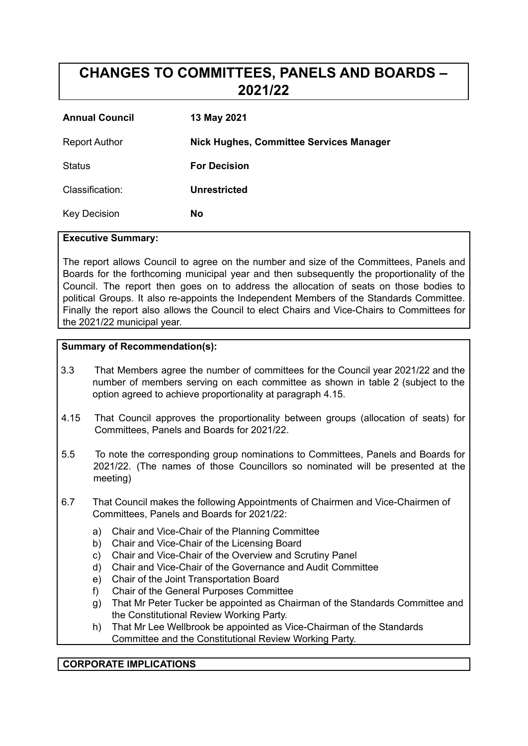# CHANGES TO COMMITTEES, PANELS AND BOARDS – 2021/22

| | |
|---|---|
| **Annual Council** | **13 May 2021** |
| Report Author | **Nick Hughes, Committee Services Manager** |
| Status | **For Decision** |
| Classification: | **Unrestricted** |
| Key Decision | **No** |

**Executive Summary:**

The report allows Council to agree on the number and size of the Committees, Panels and Boards for the forthcoming municipal year and then subsequently the proportionality of the Council. The report then goes on to address the allocation of seats on those bodies to political Groups. It also re-appoints the Independent Members of the Standards Committee. Finally the report also allows the Council to elect Chairs and Vice-Chairs to Committees for the 2021/22 municipal year.

**Summary of Recommendation(s):**

3.3 That Members agree the number of committees for the Council year 2021/22 and the number of members serving on each committee as shown in table 2 (subject to the option agreed to achieve proportionality at paragraph 4.15.

4.15 That Council approves the proportionality between groups (allocation of seats) for Committees, Panels and Boards for 2021/22.

5.5 To note the corresponding group nominations to Committees, Panels and Boards for 2021/22. (The names of those Councillors so nominated will be presented at the meeting)

6.7 That Council makes the following Appointments of Chairmen and Vice-Chairmen of Committees, Panels and Boards for 2021/22:

a) Chair and Vice-Chair of the Planning Committee
b) Chair and Vice-Chair of the Licensing Board
c) Chair and Vice-Chair of the Overview and Scrutiny Panel
d) Chair and Vice-Chair of the Governance and Audit Committee
e) Chair of the Joint Transportation Board
f) Chair of the General Purposes Committee
g) That Mr Peter Tucker be appointed as Chairman of the Standards Committee and the Constitutional Review Working Party.
h) That Mr Lee Wellbrook be appointed as Vice-Chairman of the Standards Committee and the Constitutional Review Working Party.

**CORPORATE IMPLICATIONS**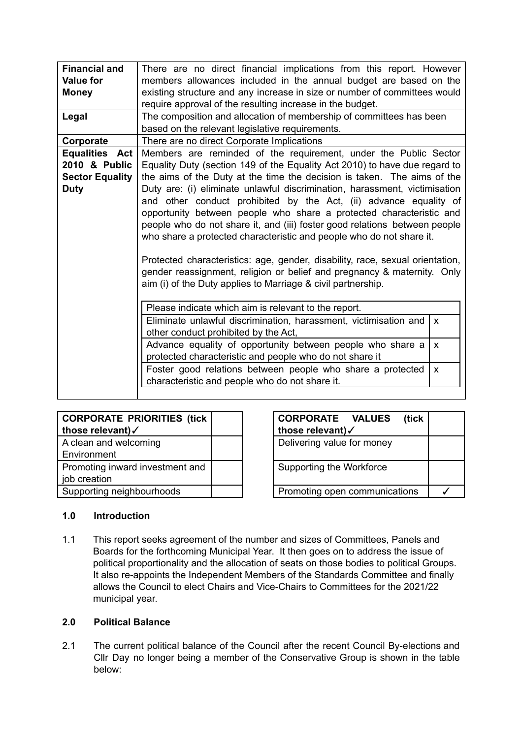| | |
|---|---|
| **Financial and Value for Money** | There are no direct financial implications from this report. However members allowances included in the annual budget are based on the existing structure and any increase in size or number of committees would require approval of the resulting increase in the budget. |
| **Legal** | The composition and allocation of membership of committees has been based on the relevant legislative requirements. |
| **Corporate** | There are no direct Corporate Implications |
| **Equalities Act 2010 & Public Sector Equality Duty** | Members are reminded of the requirement, under the Public Sector Equality Duty (section 149 of the Equality Act 2010) to have due regard to the aims of the Duty at the time the decision is taken. The aims of the Duty are: (i) eliminate unlawful discrimination, harassment, victimisation and other conduct prohibited by the Act, (ii) advance equality of opportunity between people who share a protected characteristic and people who do not share it, and (iii) foster good relations between people who share a protected characteristic and people who do not share it.<br><br>Protected characteristics: age, gender, disability, race, sexual orientation, gender reassignment, religion or belief and pregnancy & maternity. Only aim (i) of the Duty applies to Marriage & civil partnership. |

| Please indicate which aim is relevant to the report. | |
|---|---|
| Eliminate unlawful discrimination, harassment, victimisation and other conduct prohibited by the Act, | x |
| Advance equality of opportunity between people who share a protected characteristic and people who do not share it | x |
| Foster good relations between people who share a protected characteristic and people who do not share it. | x |

| **CORPORATE PRIORITIES (tick those relevant)✓** | |
|---|---|
| A clean and welcoming Environment | |
| Promoting inward investment and job creation | |
| Supporting neighbourhoods | |

| **CORPORATE VALUES (tick those relevant)✓** | |
|---|---|
| Delivering value for money | |
| Supporting the Workforce | |
| Promoting open communications | ✓ |

## 1.0 Introduction

1.1 This report seeks agreement of the number and sizes of Committees, Panels and Boards for the forthcoming Municipal Year. It then goes on to address the issue of political proportionality and the allocation of seats on those bodies to political Groups. It also re-appoints the Independent Members of the Standards Committee and finally allows the Council to elect Chairs and Vice-Chairs to Committees for the 2021/22 municipal year.

## 2.0 Political Balance

2.1 The current political balance of the Council after the recent Council By-elections and Cllr Day no longer being a member of the Conservative Group is shown in the table below: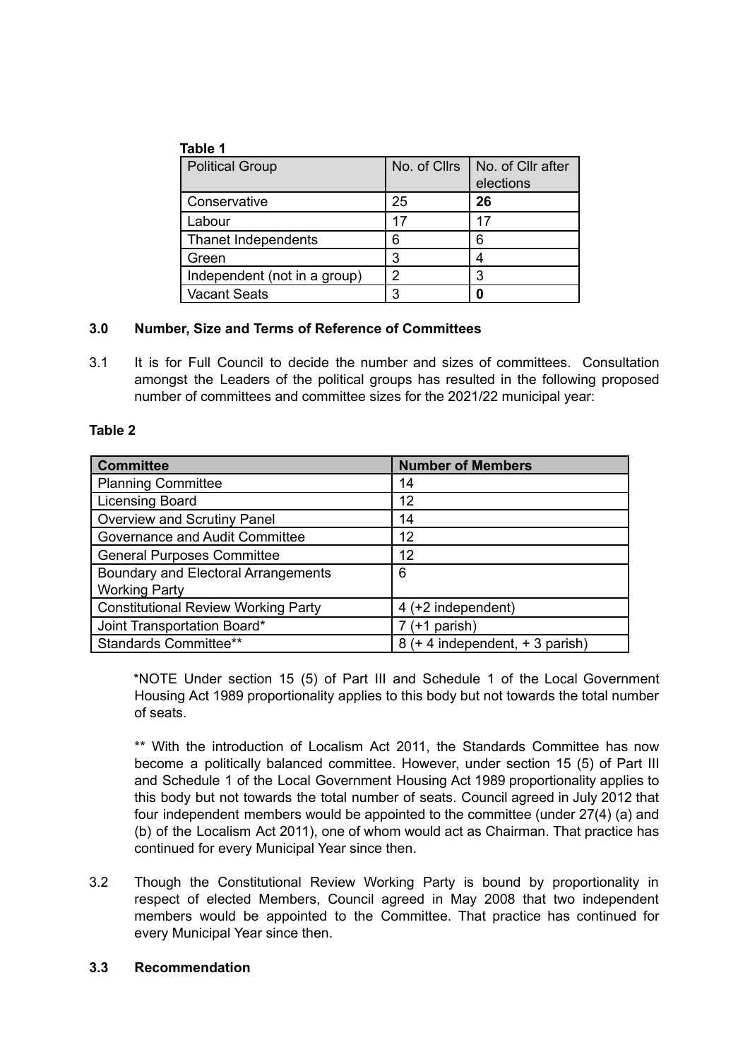**Table 1**

| Political Group | No. of Cllrs | No. of Cllr after elections |
|---|---|---|
| Conservative | 25 | **26** |
| Labour | 17 | 17 |
| Thanet Independents | 6 | 6 |
| Green | 3 | 4 |
| Independent (not in a group) | 2 | 3 |
| Vacant Seats | 3 | **0** |

## 3.0 Number, Size and Terms of Reference of Committees

3.1 It is for Full Council to decide the number and sizes of committees. Consultation amongst the Leaders of the political groups has resulted in the following proposed number of committees and committee sizes for the 2021/22 municipal year:

**Table 2**

| Committee | Number of Members |
|---|---|
| Planning Committee | 14 |
| Licensing Board | 12 |
| Overview and Scrutiny Panel | 14 |
| Governance and Audit Committee | 12 |
| General Purposes Committee | 12 |
| Boundary and Electoral Arrangements Working Party | 6 |
| Constitutional Review Working Party | 4 (+2 independent) |
| Joint Transportation Board* | 7 (+1 parish) |
| Standards Committee** | 8 (+ 4 independent, + 3 parish) |

*NOTE Under section 15 (5) of Part III and Schedule 1 of the Local Government Housing Act 1989 proportionality applies to this body but not towards the total number of seats.

** With the introduction of Localism Act 2011, the Standards Committee has now become a politically balanced committee. However, under section 15 (5) of Part III and Schedule 1 of the Local Government Housing Act 1989 proportionality applies to this body but not towards the total number of seats. Council agreed in July 2012 that four independent members would be appointed to the committee (under 27(4) (a) and (b) of the Localism Act 2011), one of whom would act as Chairman. That practice has continued for every Municipal Year since then.

3.2 Though the Constitutional Review Working Party is bound by proportionality in respect of elected Members, Council agreed in May 2008 that two independent members would be appointed to the Committee. That practice has continued for every Municipal Year since then.

### 3.3 Recommendation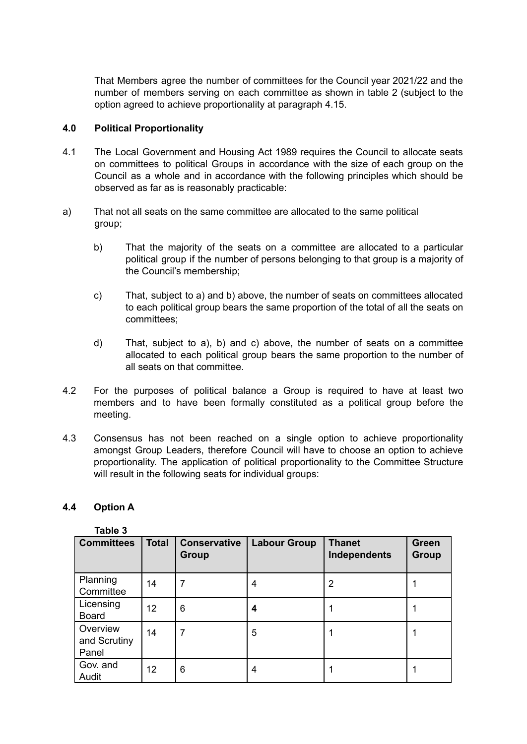That Members agree the number of committees for the Council year 2021/22 and the number of members serving on each committee as shown in table 2 (subject to the option agreed to achieve proportionality at paragraph 4.15.

## 4.0 Political Proportionality

4.1 The Local Government and Housing Act 1989 requires the Council to allocate seats on committees to political Groups in accordance with the size of each group on the Council as a whole and in accordance with the following principles which should be observed as far as is reasonably practicable:

a) That not all seats on the same committee are allocated to the same political group;

b) That the majority of the seats on a committee are allocated to a particular political group if the number of persons belonging to that group is a majority of the Council's membership;

c) That, subject to a) and b) above, the number of seats on committees allocated to each political group bears the same proportion of the total of all the seats on committees;

d) That, subject to a), b) and c) above, the number of seats on a committee allocated to each political group bears the same proportion to the number of all seats on that committee.

4.2 For the purposes of political balance a Group is required to have at least two members and to have been formally constituted as a political group before the meeting.

4.3 Consensus has not been reached on a single option to achieve proportionality amongst Group Leaders, therefore Council will have to choose an option to achieve proportionality. The application of political proportionality to the Committee Structure will result in the following seats for individual groups:

### 4.4 Option A

**Table 3**

| Committees | Total | Conservative Group | Labour Group | Thanet Independents | Green Group |
|---|---|---|---|---|---|
| Planning Committee | 14 | 7 | 4 | 2 | 1 |
| Licensing Board | 12 | 6 | **4** | 1 | 1 |
| Overview and Scrutiny Panel | 14 | 7 | 5 | 1 | 1 |
| Gov. and Audit | 12 | 6 | 4 | 1 | 1 |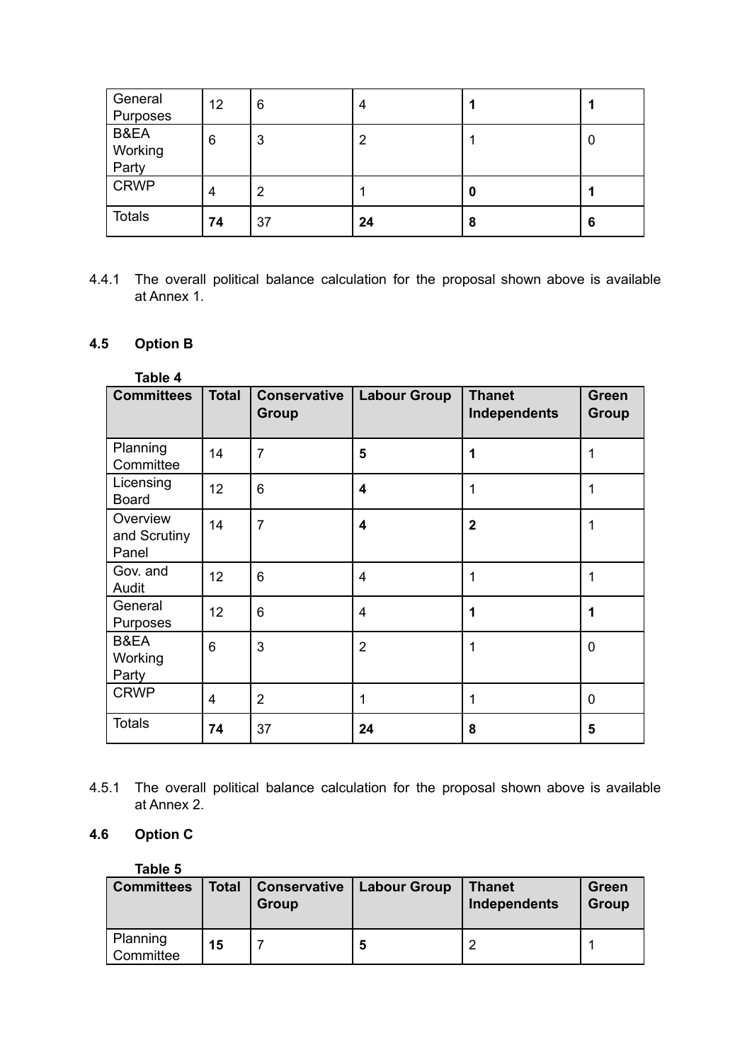| | | | | | |
|---|---|---|---|---|---|
| General Purposes | 12 | 6 | 4 | **1** | **1** |
| B&EA Working Party | 6 | 3 | 2 | 1 | 0 |
| CRWP | 4 | 2 | 1 | **0** | **1** |
| Totals | **74** | 37 | **24** | **8** | **6** |

4.4.1 The overall political balance calculation for the proposal shown above is available at Annex 1.

### 4.5 Option B

**Table 4**

| Committees | Total | Conservative Group | Labour Group | Thanet Independents | Green Group |
|---|---|---|---|---|---|
| Planning Committee | 14 | 7 | **5** | **1** | 1 |
| Licensing Board | 12 | 6 | **4** | 1 | 1 |
| Overview and Scrutiny Panel | 14 | 7 | **4** | **2** | 1 |
| Gov. and Audit | 12 | 6 | 4 | 1 | 1 |
| General Purposes | 12 | 6 | 4 | **1** | **1** |
| B&EA Working Party | 6 | 3 | 2 | 1 | 0 |
| CRWP | 4 | 2 | 1 | 1 | 0 |
| Totals | **74** | 37 | **24** | **8** | **5** |

4.5.1 The overall political balance calculation for the proposal shown above is available at Annex 2.

### 4.6 Option C

**Table 5**

| Committees | Total | Conservative Group | Labour Group | Thanet Independents | Green Group |
|---|---|---|---|---|---|
| Planning Committee | **15** | 7 | **5** | 2 | 1 |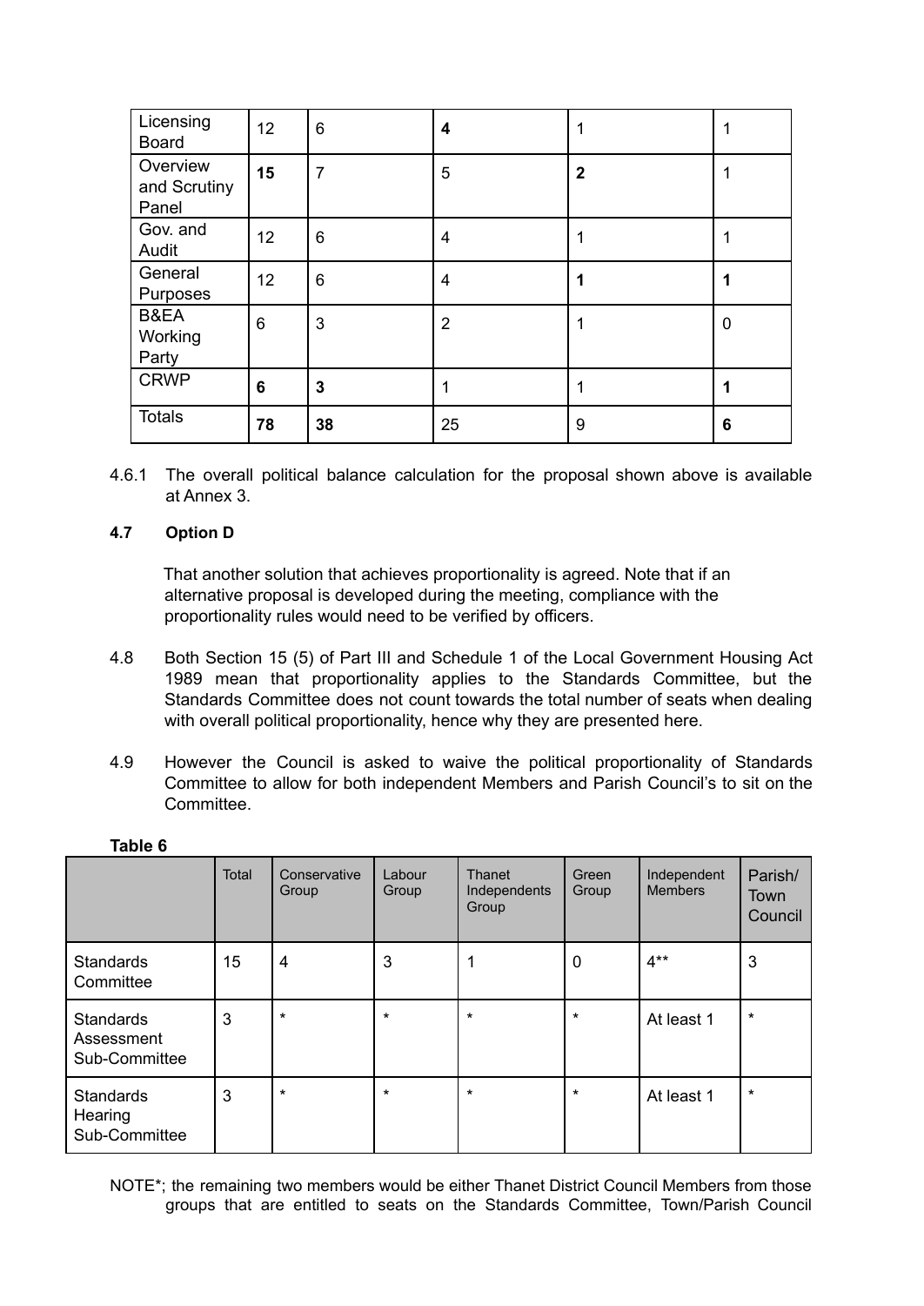| Licensing Board | 12 | 6 | **4** | 1 | 1 |
|---|---|---|---|---|---|
| Overview and Scrutiny Panel | **15** | 7 | 5 | **2** | 1 |
| Gov. and Audit | 12 | 6 | 4 | 1 | 1 |
| General Purposes | 12 | 6 | 4 | **1** | **1** |
| B&EA Working Party | 6 | 3 | 2 | 1 | 0 |
| CRWP | **6** | **3** | 1 | 1 | **1** |
| Totals | **78** | **38** | 25 | 9 | **6** |

4.6.1 The overall political balance calculation for the proposal shown above is available at Annex 3.

**4.7 Option D**

That another solution that achieves proportionality is agreed. Note that if an alternative proposal is developed during the meeting, compliance with the proportionality rules would need to be verified by officers.

4.8 Both Section 15 (5) of Part III and Schedule 1 of the Local Government Housing Act 1989 mean that proportionality applies to the Standards Committee, but the Standards Committee does not count towards the total number of seats when dealing with overall political proportionality, hence why they are presented here.

4.9 However the Council is asked to waive the political proportionality of Standards Committee to allow for both independent Members and Parish Council's to sit on the Committee.

**Table 6**

| | Total | Conservative Group | Labour Group | Thanet Independents Group | Green Group | Independent Members | Parish/ Town Council |
|---|---|---|---|---|---|---|---|
| Standards Committee | 15 | 4 | 3 | 1 | 0 | 4** | 3 |
| Standards Assessment Sub-Committee | 3 | * | * | * | * | At least 1 | * |
| Standards Hearing Sub-Committee | 3 | * | * | * | * | At least 1 | * |

NOTE*; the remaining two members would be either Thanet District Council Members from those groups that are entitled to seats on the Standards Committee, Town/Parish Council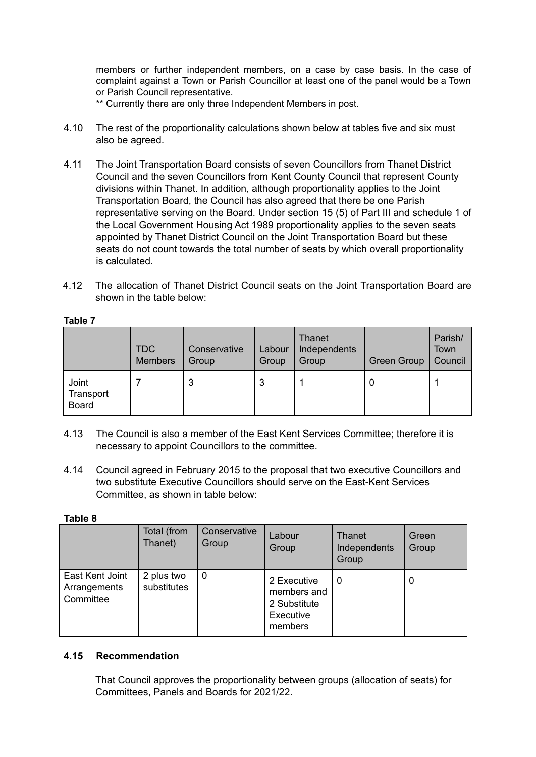members or further independent members, on a case by case basis. In the case of complaint against a Town or Parish Councillor at least one of the panel would be a Town or Parish Council representative.

** Currently there are only three Independent Members in post.

4.10 The rest of the proportionality calculations shown below at tables five and six must also be agreed.

4.11 The Joint Transportation Board consists of seven Councillors from Thanet District Council and the seven Councillors from Kent County Council that represent County divisions within Thanet. In addition, although proportionality applies to the Joint Transportation Board, the Council has also agreed that there be one Parish representative serving on the Board. Under section 15 (5) of Part III and schedule 1 of the Local Government Housing Act 1989 proportionality applies to the seven seats appointed by Thanet District Council on the Joint Transportation Board but these seats do not count towards the total number of seats by which overall proportionality is calculated.

4.12 The allocation of Thanet District Council seats on the Joint Transportation Board are shown in the table below:

**Table 7**

| | TDC Members | Conservative Group | Labour Group | Thanet Independents Group | Green Group | Parish/ Town Council |
|---|---|---|---|---|---|---|
| Joint Transport Board | 7 | 3 | 3 | 1 | 0 | 1 |

4.13 The Council is also a member of the East Kent Services Committee; therefore it is necessary to appoint Councillors to the committee.

4.14 Council agreed in February 2015 to the proposal that two executive Councillors and two substitute Executive Councillors should serve on the East-Kent Services Committee, as shown in table below:

**Table 8**

| | Total (from Thanet) | Conservative Group | Labour Group | Thanet Independents Group | Green Group |
|---|---|---|---|---|---|
| East Kent Joint Arrangements Committee | 2 plus two substitutes | 0 | 2 Executive members and 2 Substitute Executive members | 0 | 0 |

**4.15 Recommendation**

That Council approves the proportionality between groups (allocation of seats) for Committees, Panels and Boards for 2021/22.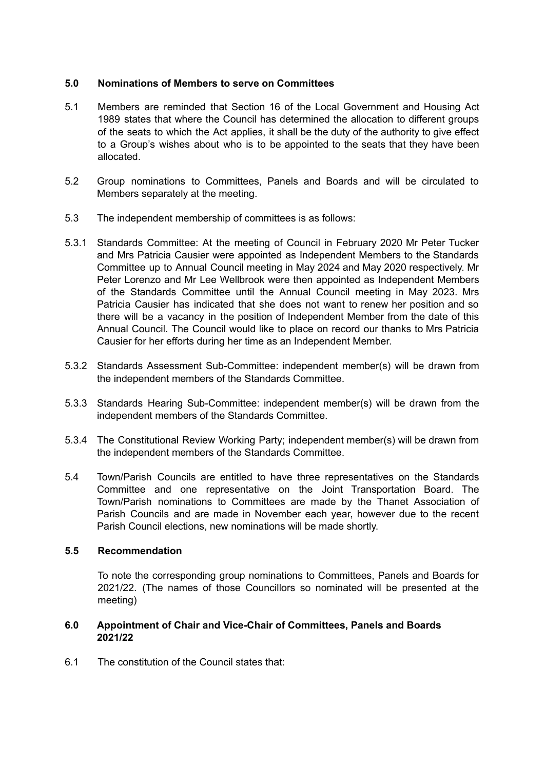## 5.0 Nominations of Members to serve on Committees

5.1 Members are reminded that Section 16 of the Local Government and Housing Act 1989 states that where the Council has determined the allocation to different groups of the seats to which the Act applies, it shall be the duty of the authority to give effect to a Group's wishes about who is to be appointed to the seats that they have been allocated.

5.2 Group nominations to Committees, Panels and Boards and will be circulated to Members separately at the meeting.

5.3 The independent membership of committees is as follows:

5.3.1 Standards Committee: At the meeting of Council in February 2020 Mr Peter Tucker and Mrs Patricia Causier were appointed as Independent Members to the Standards Committee up to Annual Council meeting in May 2024 and May 2020 respectively. Mr Peter Lorenzo and Mr Lee Wellbrook were then appointed as Independent Members of the Standards Committee until the Annual Council meeting in May 2023. Mrs Patricia Causier has indicated that she does not want to renew her position and so there will be a vacancy in the position of Independent Member from the date of this Annual Council. The Council would like to place on record our thanks to Mrs Patricia Causier for her efforts during her time as an Independent Member.

5.3.2 Standards Assessment Sub-Committee: independent member(s) will be drawn from the independent members of the Standards Committee.

5.3.3 Standards Hearing Sub-Committee: independent member(s) will be drawn from the independent members of the Standards Committee.

5.3.4 The Constitutional Review Working Party; independent member(s) will be drawn from the independent members of the Standards Committee.

5.4 Town/Parish Councils are entitled to have three representatives on the Standards Committee and one representative on the Joint Transportation Board. The Town/Parish nominations to Committees are made by the Thanet Association of Parish Councils and are made in November each year, however due to the recent Parish Council elections, new nominations will be made shortly.

### 5.5 Recommendation

To note the corresponding group nominations to Committees, Panels and Boards for 2021/22. (The names of those Councillors so nominated will be presented at the meeting)

## 6.0 Appointment of Chair and Vice-Chair of Committees, Panels and Boards 2021/22

6.1 The constitution of the Council states that: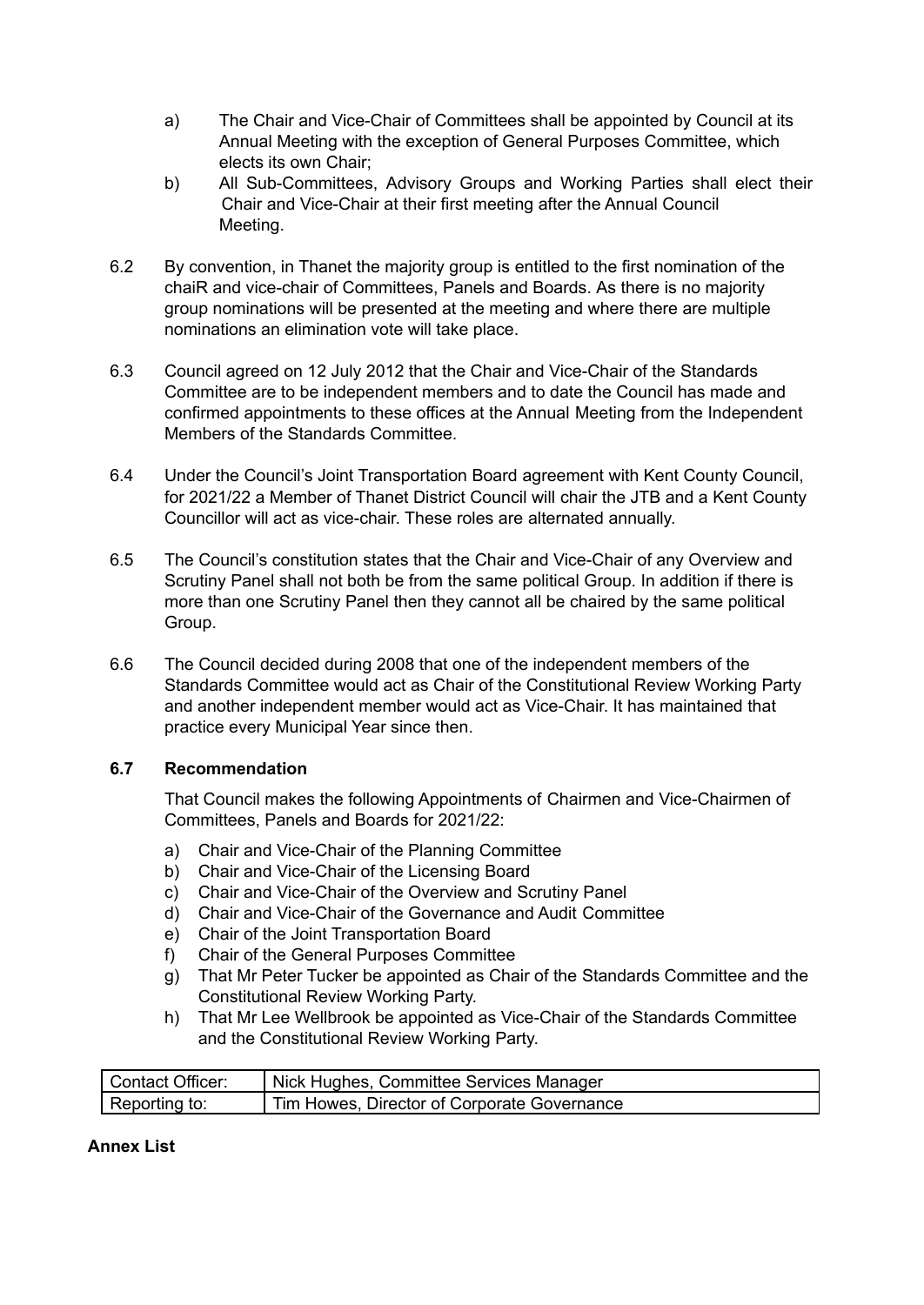a) The Chair and Vice-Chair of Committees shall be appointed by Council at its Annual Meeting with the exception of General Purposes Committee, which elects its own Chair;

b) All Sub-Committees, Advisory Groups and Working Parties shall elect their Chair and Vice-Chair at their first meeting after the Annual Council Meeting.

6.2 By convention, in Thanet the majority group is entitled to the first nomination of the chaiR and vice-chair of Committees, Panels and Boards. As there is no majority group nominations will be presented at the meeting and where there are multiple nominations an elimination vote will take place.

6.3 Council agreed on 12 July 2012 that the Chair and Vice-Chair of the Standards Committee are to be independent members and to date the Council has made and confirmed appointments to these offices at the Annual Meeting from the Independent Members of the Standards Committee.

6.4 Under the Council's Joint Transportation Board agreement with Kent County Council, for 2021/22 a Member of Thanet District Council will chair the JTB and a Kent County Councillor will act as vice-chair. These roles are alternated annually.

6.5 The Council's constitution states that the Chair and Vice-Chair of any Overview and Scrutiny Panel shall not both be from the same political Group. In addition if there is more than one Scrutiny Panel then they cannot all be chaired by the same political Group.

6.6 The Council decided during 2008 that one of the independent members of the Standards Committee would act as Chair of the Constitutional Review Working Party and another independent member would act as Vice-Chair. It has maintained that practice every Municipal Year since then.

**6.7 Recommendation**

That Council makes the following Appointments of Chairmen and Vice-Chairmen of Committees, Panels and Boards for 2021/22:

a) Chair and Vice-Chair of the Planning Committee
b) Chair and Vice-Chair of the Licensing Board
c) Chair and Vice-Chair of the Overview and Scrutiny Panel
d) Chair and Vice-Chair of the Governance and Audit Committee
e) Chair of the Joint Transportation Board
f) Chair of the General Purposes Committee
g) That Mr Peter Tucker be appointed as Chair of the Standards Committee and the Constitutional Review Working Party.
h) That Mr Lee Wellbrook be appointed as Vice-Chair of the Standards Committee and the Constitutional Review Working Party.

| Contact Officer: | Nick Hughes, Committee Services Manager |
|---|---|
| Reporting to: | Tim Howes, Director of Corporate Governance |

**Annex List**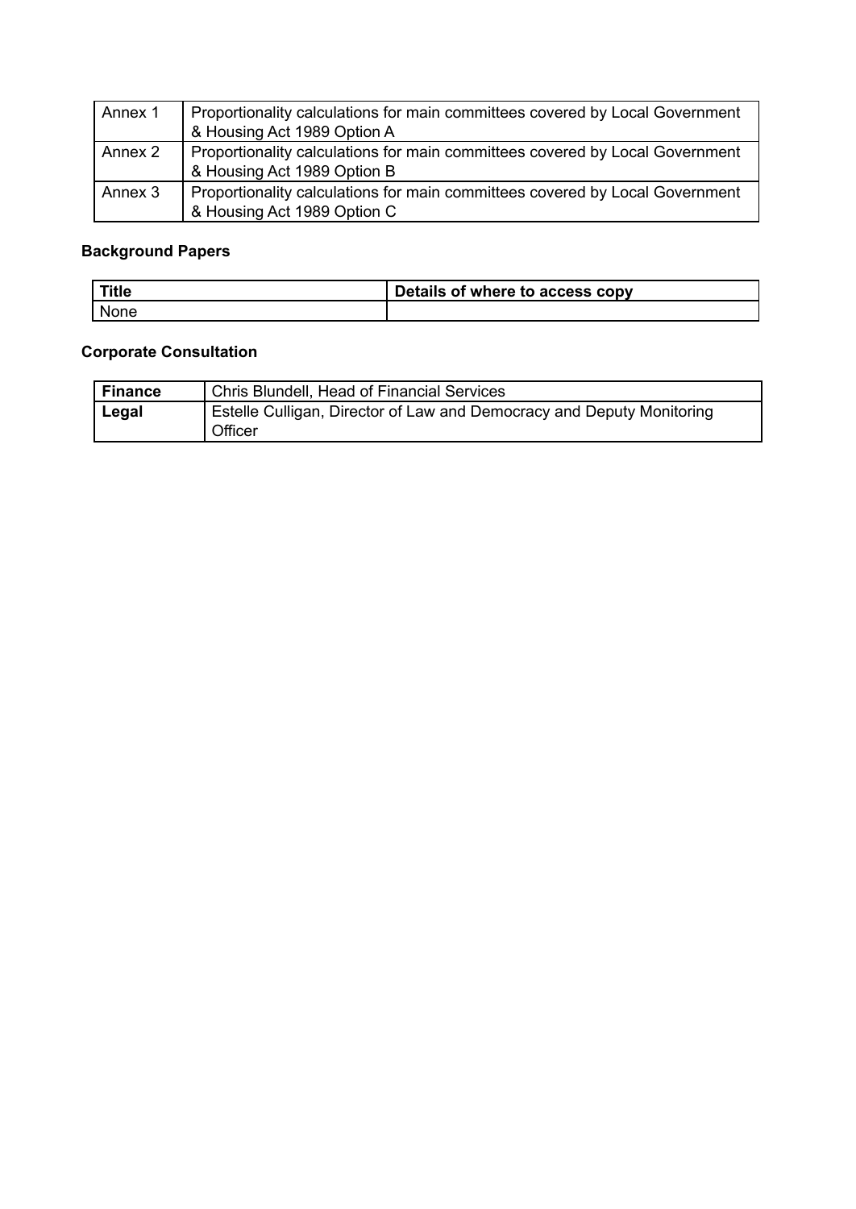| | |
|---|---|
| Annex 1 | Proportionality calculations for main committees covered by Local Government & Housing Act 1989 Option A |
| Annex 2 | Proportionality calculations for main committees covered by Local Government & Housing Act 1989 Option B |
| Annex 3 | Proportionality calculations for main committees covered by Local Government & Housing Act 1989 Option C |

**Background Papers**

| Title | Details of where to access copy |
|---|---|
| None | |

**Corporate Consultation**

| | |
|---|---|
| **Finance** | Chris Blundell, Head of Financial Services |
| **Legal** | Estelle Culligan, Director of Law and Democracy and Deputy Monitoring Officer |